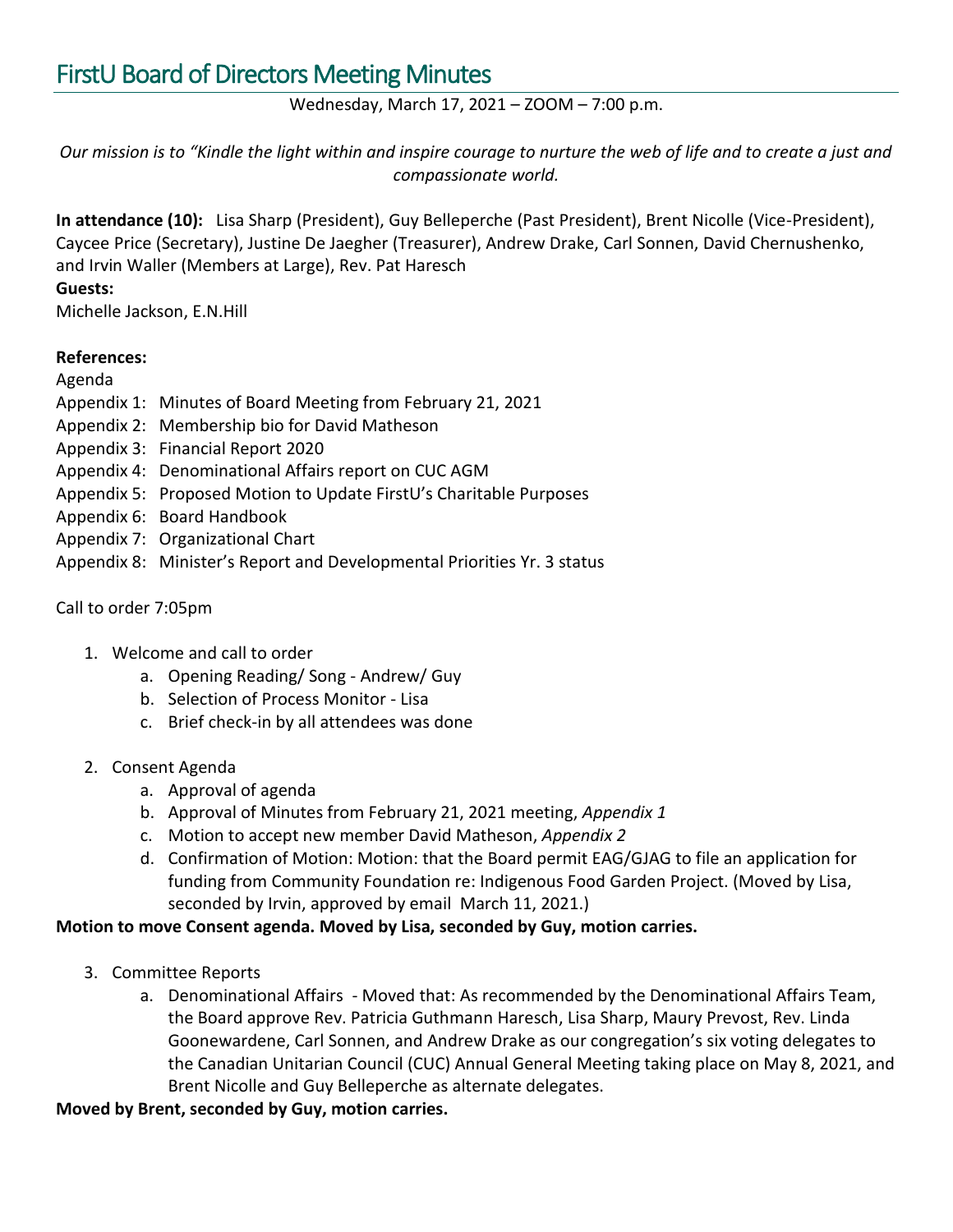# FirstU Board of Directors Meeting Minutes

Wednesday, March 17, 2021 – ZOOM – 7:00 p.m.

*Our mission is to "Kindle the light within and inspire courage to nurture the web of life and to create a just and compassionate world.*

**In attendance (10):** Lisa Sharp (President), Guy Belleperche (Past President), Brent Nicolle (Vice-President), Caycee Price (Secretary), Justine De Jaegher (Treasurer), Andrew Drake, Carl Sonnen, David Chernushenko, and Irvin Waller (Members at Large), Rev. Pat Haresch

**Guests:**

Michelle Jackson, E.N.Hill

**References:**

Agenda

Appendix 1: Minutes of Board Meeting from February 21, 2021

Appendix 2: Membership bio for David Matheson

Appendix 3: Financial Report 2020

Appendix 4: Denominational Affairs report on CUC AGM

Appendix 5: Proposed Motion to Update FirstU's Charitable Purposes

Appendix 6: Board Handbook

Appendix 7: Organizational Chart

Appendix 8: Minister's Report and Developmental Priorities Yr. 3 status

Call to order 7:05pm

1. Welcome and call to order
   a. Opening Reading/ Song - Andrew/ Guy
   b. Selection of Process Monitor - Lisa
   c. Brief check-in by all attendees was done
2. Consent Agenda
   a. Approval of agenda
   b. Approval of Minutes from February 21, 2021 meeting, *Appendix 1*
   c. Motion to accept new member David Matheson, *Appendix 2*
   d. Confirmation of Motion: Motion: that the Board permit EAG/GJAG to file an application for funding from Community Foundation re: Indigenous Food Garden Project. (Moved by Lisa, seconded by Irvin, approved by email March 11, 2021.)

**Motion to move Consent agenda. Moved by Lisa, seconded by Guy, motion carries.**

3. Committee Reports
   a. Denominational Affairs - Moved that: As recommended by the Denominational Affairs Team, the Board approve Rev. Patricia Guthmann Haresch, Lisa Sharp, Maury Prevost, Rev. Linda Goonewardene, Carl Sonnen, and Andrew Drake as our congregation's six voting delegates to the Canadian Unitarian Council (CUC) Annual General Meeting taking place on May 8, 2021, and Brent Nicolle and Guy Belleperche as alternate delegates.

**Moved by Brent, seconded by Guy, motion carries.**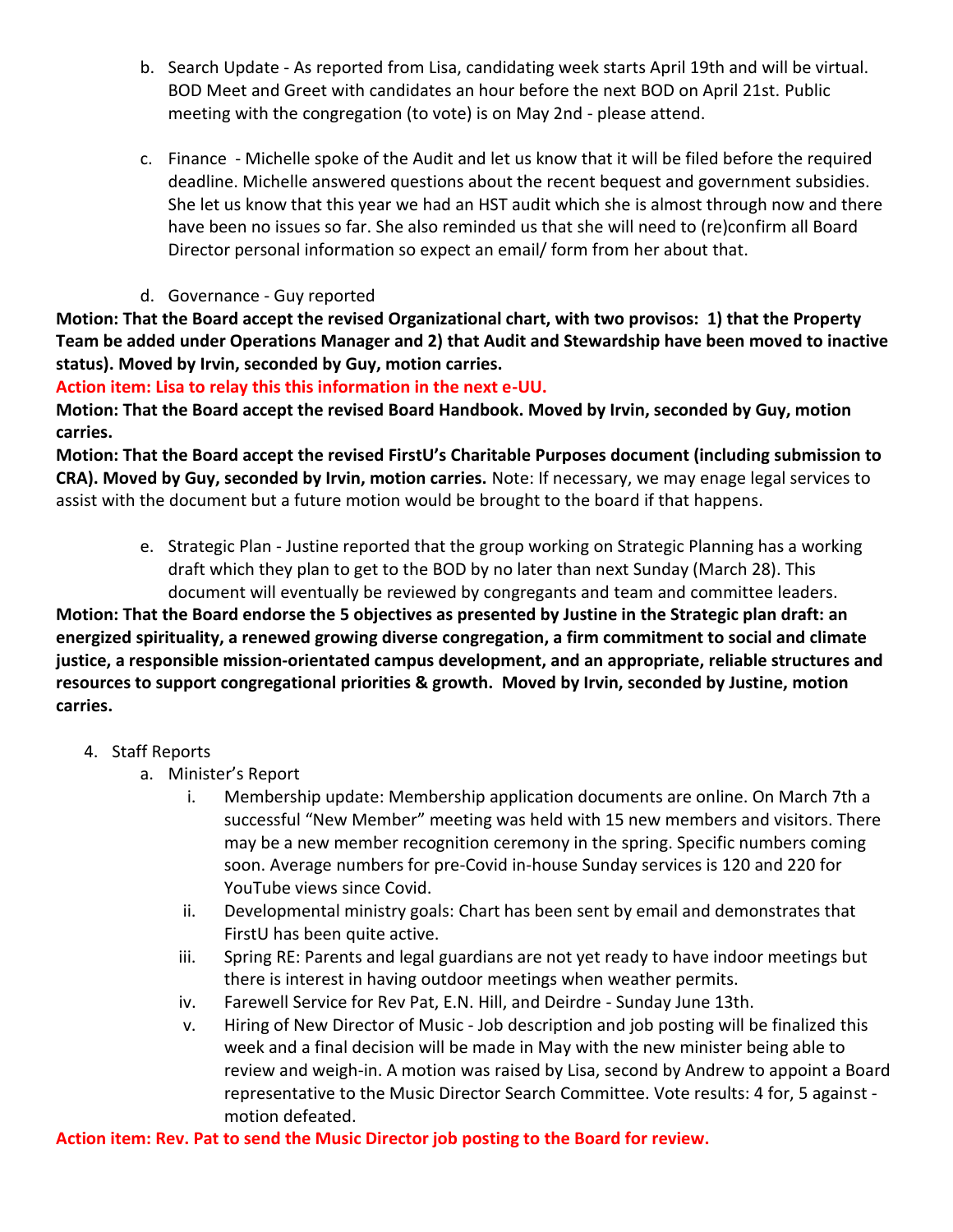b. Search Update - As reported from Lisa, candidating week starts April 19th and will be virtual. BOD Meet and Greet with candidates an hour before the next BOD on April 21st. Public meeting with the congregation (to vote) is on May 2nd - please attend.

c. Finance - Michelle spoke of the Audit and let us know that it will be filed before the required deadline. Michelle answered questions about the recent bequest and government subsidies. She let us know that this year we had an HST audit which she is almost through now and there have been no issues so far. She also reminded us that she will need to (re)confirm all Board Director personal information so expect an email/ form from her about that.

d. Governance - Guy reported

**Motion: That the Board accept the revised Organizational chart, with two provisos: 1) that the Property Team be added under Operations Manager and 2) that Audit and Stewardship have been moved to inactive status). Moved by Irvin, seconded by Guy, motion carries.**

**Action item: Lisa to relay this this information in the next e-UU.**

**Motion: That the Board accept the revised Board Handbook. Moved by Irvin, seconded by Guy, motion carries.**

**Motion: That the Board accept the revised FirstU's Charitable Purposes document (including submission to CRA). Moved by Guy, seconded by Irvin, motion carries.** Note: If necessary, we may enage legal services to assist with the document but a future motion would be brought to the board if that happens.

e. Strategic Plan - Justine reported that the group working on Strategic Planning has a working draft which they plan to get to the BOD by no later than next Sunday (March 28). This document will eventually be reviewed by congregants and team and committee leaders.

**Motion: That the Board endorse the 5 objectives as presented by Justine in the Strategic plan draft: an energized spirituality, a renewed growing diverse congregation, a firm commitment to social and climate justice, a responsible mission-orientated campus development, and an appropriate, reliable structures and resources to support congregational priorities & growth. Moved by Irvin, seconded by Justine, motion carries.**

4. Staff Reports
   a. Minister's Report
      i. Membership update: Membership application documents are online. On March 7th a successful "New Member" meeting was held with 15 new members and visitors. There may be a new member recognition ceremony in the spring. Specific numbers coming soon. Average numbers for pre-Covid in-house Sunday services is 120 and 220 for YouTube views since Covid.
      ii. Developmental ministry goals: Chart has been sent by email and demonstrates that FirstU has been quite active.
      iii. Spring RE: Parents and legal guardians are not yet ready to have indoor meetings but there is interest in having outdoor meetings when weather permits.
      iv. Farewell Service for Rev Pat, E.N. Hill, and Deirdre - Sunday June 13th.
      v. Hiring of New Director of Music - Job description and job posting will be finalized this week and a final decision will be made in May with the new minister being able to review and weigh-in. A motion was raised by Lisa, second by Andrew to appoint a Board representative to the Music Director Search Committee. Vote results: 4 for, 5 against - motion defeated.

**Action item: Rev. Pat to send the Music Director job posting to the Board for review.**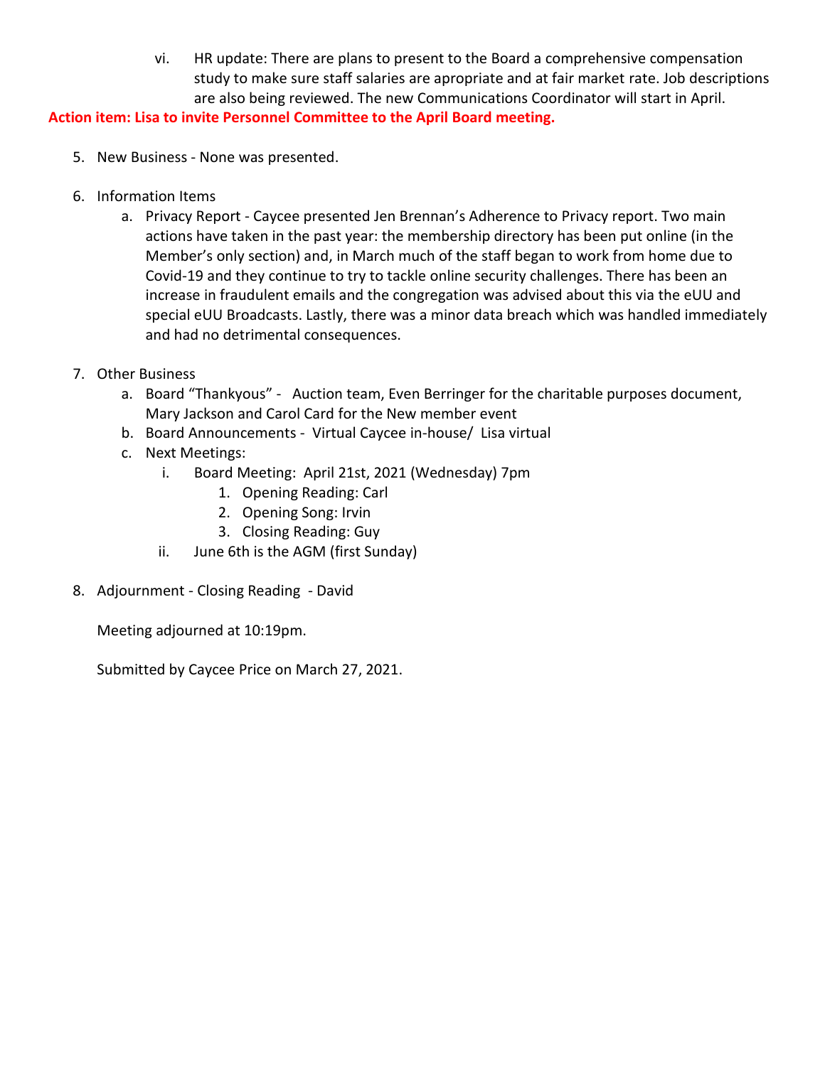vi. HR update: There are plans to present to the Board a comprehensive compensation study to make sure staff salaries are apropriate and at fair market rate. Job descriptions are also being reviewed. The new Communications Coordinator will start in April.

**Action item: Lisa to invite Personnel Committee to the April Board meeting.**

5. New Business - None was presented.

6. Information Items
   a. Privacy Report - Caycee presented Jen Brennan's Adherence to Privacy report. Two main actions have taken in the past year: the membership directory has been put online (in the Member's only section) and, in March much of the staff began to work from home due to Covid-19 and they continue to try to tackle online security challenges. There has been an increase in fraudulent emails and the congregation was advised about this via the eUU and special eUU Broadcasts. Lastly, there was a minor data breach which was handled immediately and had no detrimental consequences.

7. Other Business
   a. Board "Thankyous" - Auction team, Even Berringer for the charitable purposes document, Mary Jackson and Carol Card for the New member event
   b. Board Announcements - Virtual Caycee in-house/ Lisa virtual
   c. Next Meetings:
      i. Board Meeting: April 21st, 2021 (Wednesday) 7pm
         1. Opening Reading: Carl
         2. Opening Song: Irvin
         3. Closing Reading: Guy
      ii. June 6th is the AGM (first Sunday)

8. Adjournment - Closing Reading - David

   Meeting adjourned at 10:19pm.

   Submitted by Caycee Price on March 27, 2021.